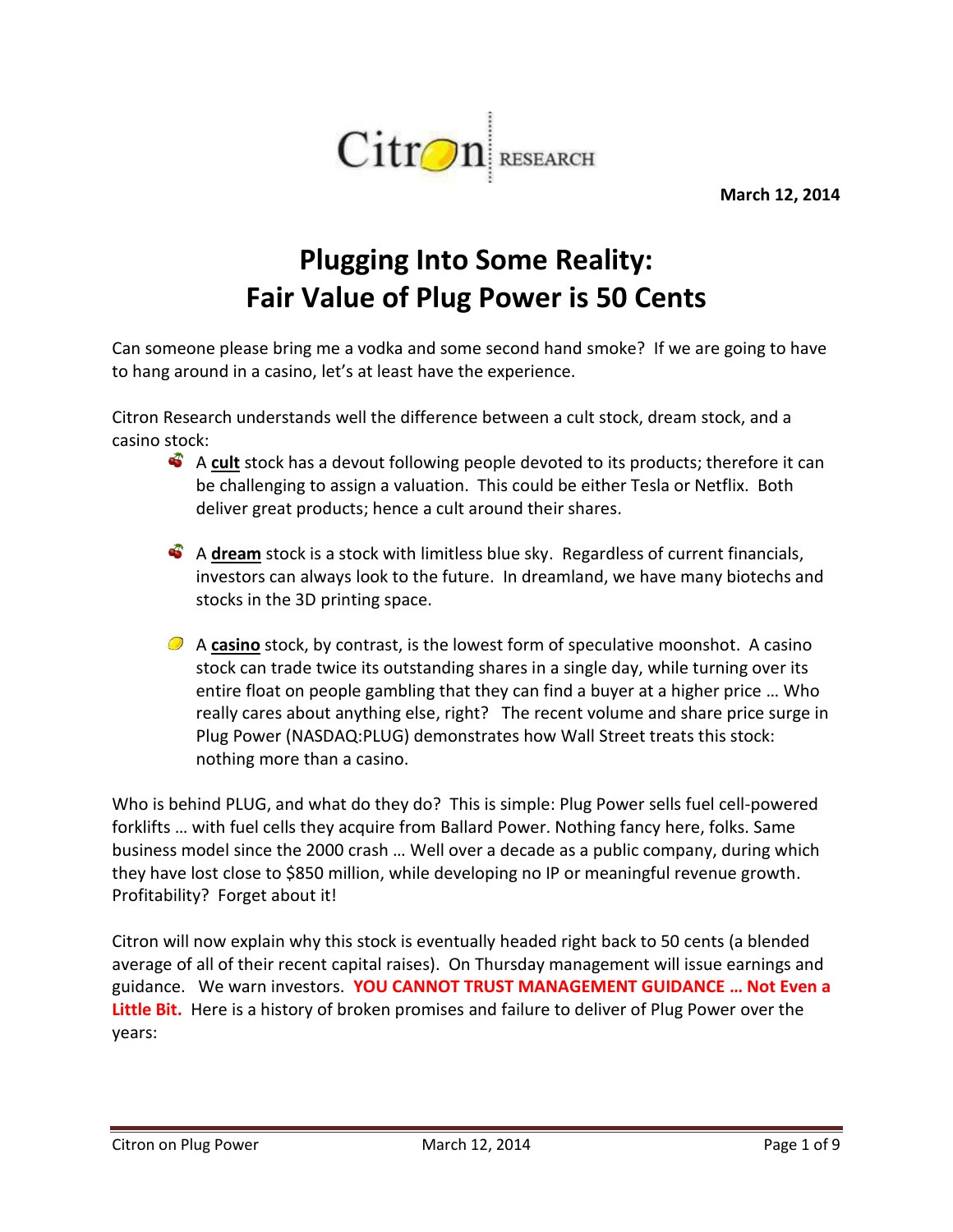Citron RESEARCH

**March 12, 2014**

# Plugging Into Some Reality: Fair Value of Plug Power is 50 Cents

Can someone please bring me a vodka and some second hand smoke? If we are going to have to hang around in a casino, let's at least have the experience.

Citron Research understands well the difference between a cult stock, dream stock, and a casino stock:

- A **cult** stock has a devout following people devoted to its products; therefore it can be challenging to assign a valuation. This could be either Tesla or Netflix. Both deliver great products; hence a cult around their shares.
- A **dream** stock is a stock with limitless blue sky. Regardless of current financials, investors can always look to the future. In dreamland, we have many biotechs and stocks in the 3D printing space.
- A **casino** stock, by contrast, is the lowest form of speculative moonshot. A casino stock can trade twice its outstanding shares in a single day, while turning over its entire float on people gambling that they can find a buyer at a higher price … Who really cares about anything else, right? The recent volume and share price surge in Plug Power (NASDAQ:PLUG) demonstrates how Wall Street treats this stock: nothing more than a casino.

Who is behind PLUG, and what do they do? This is simple: Plug Power sells fuel cell-powered forklifts … with fuel cells they acquire from Ballard Power. Nothing fancy here, folks. Same business model since the 2000 crash … Well over a decade as a public company, during which they have lost close to $850 million, while developing no IP or meaningful revenue growth. Profitability? Forget about it!

Citron will now explain why this stock is eventually headed right back to 50 cents (a blended average of all of their recent capital raises). On Thursday management will issue earnings and guidance. We warn investors. **YOU CANNOT TRUST MANAGEMENT GUIDANCE … Not Even a Little Bit.** Here is a history of broken promises and failure to deliver of Plug Power over the years: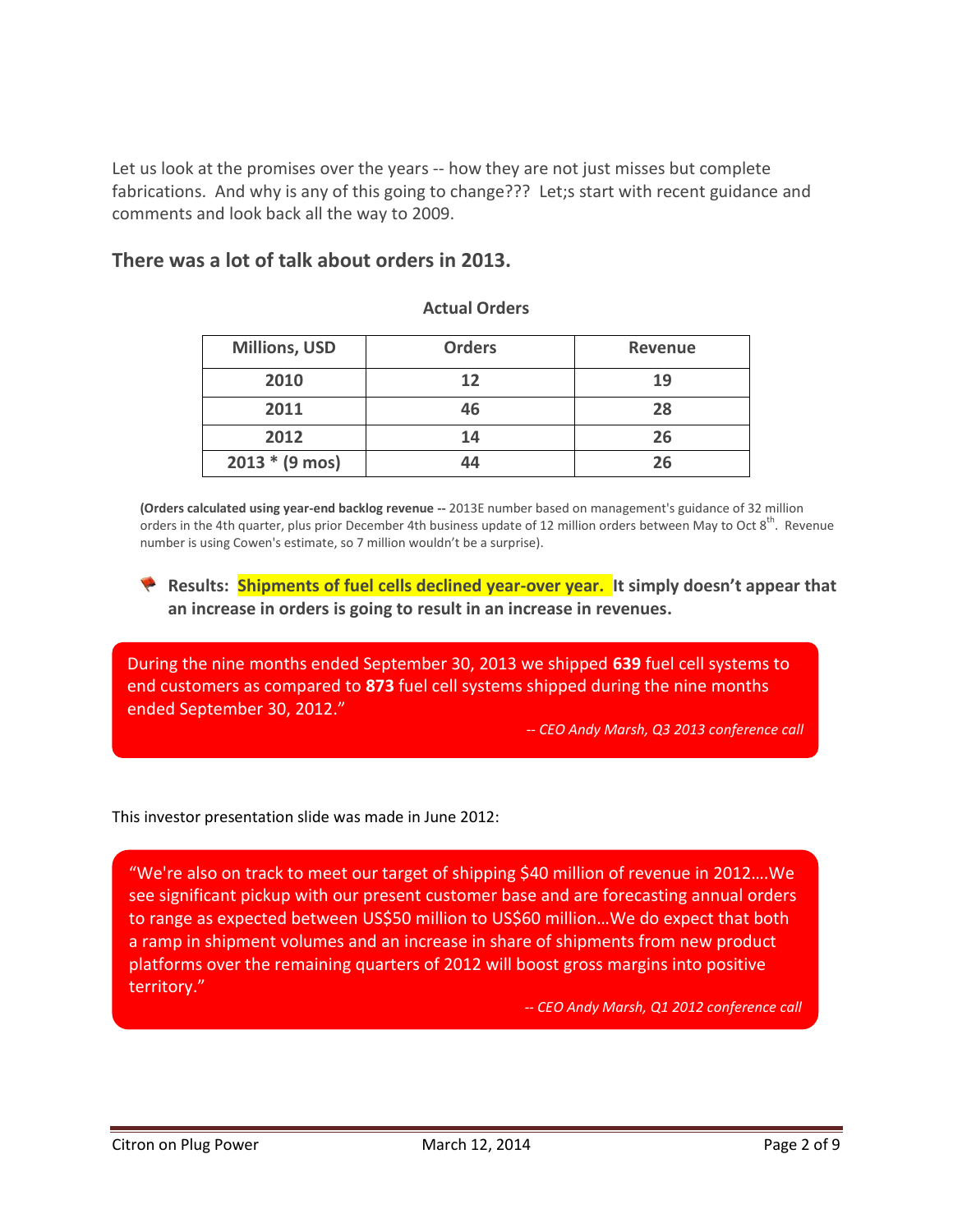Let us look at the promises over the years -- how they are not just misses but complete fabrications. And why is any of this going to change??? Let;s start with recent guidance and comments and look back all the way to 2009.

## There was a lot of talk about orders in 2013.

**Actual Orders**

| Millions, USD | Orders | Revenue |
|---|---|---|
| 2010 | 12 | 19 |
| 2011 | 46 | 28 |
| 2012 | 14 | 26 |
| 2013 * (9 mos) | 44 | 26 |

**(Orders calculated using year-end backlog revenue --** 2013E number based on management's guidance of 32 million orders in the 4th quarter, plus prior December 4th business update of 12 million orders between May to Oct 8th. Revenue number is using Cowen's estimate, so 7 million wouldn't be a surprise).

- **Results: Shipments of fuel cells declined year-over year. It simply doesn't appear that an increase in orders is going to result in an increase in revenues.**

> During the nine months ended September 30, 2013 we shipped **639** fuel cell systems to end customers as compared to **873** fuel cell systems shipped during the nine months ended September 30, 2012."
>
> *-- CEO Andy Marsh, Q3 2013 conference call*

This investor presentation slide was made in June 2012:

> "We're also on track to meet our target of shipping $40 million of revenue in 2012….We see significant pickup with our present customer base and are forecasting annual orders to range as expected between US$50 million to US$60 million…We do expect that both a ramp in shipment volumes and an increase in share of shipments from new product platforms over the remaining quarters of 2012 will boost gross margins into positive territory."
>
> *-- CEO Andy Marsh, Q1 2012 conference call*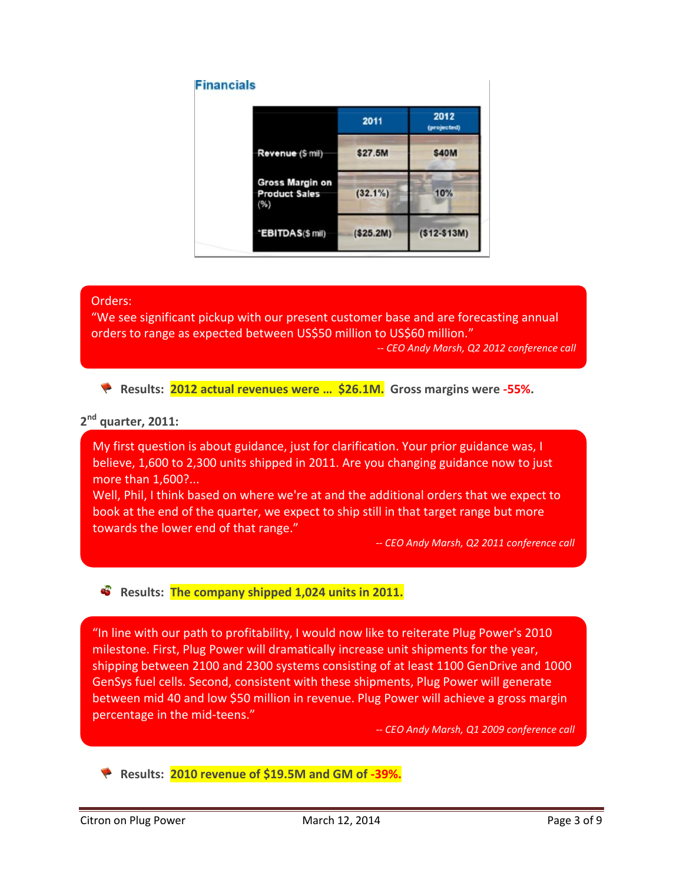**Financials**

| | 2011 | 2012 (projected) |
|---|---|---|
| Revenue ($ mil) | $27.5M | $40M |
| Gross Margin on Product Sales (%) | (32.1%) | 10% |
| *EBITDAS ($ mil) | ($25.2M) | ($12-$13M) |

Orders:
"We see significant pickup with our present customer base and are forecasting annual orders to range as expected between US$50 million to US$60 million."

*-- CEO Andy Marsh, Q2 2012 conference call*

**Results: 2012 actual revenues were … $26.1M. Gross margins were -55%.**

**2nd quarter, 2011:**

My first question is about guidance, just for clarification. Your prior guidance was, I believe, 1,600 to 2,300 units shipped in 2011. Are you changing guidance now to just more than 1,600?...
Well, Phil, I think based on where we're at and the additional orders that we expect to book at the end of the quarter, we expect to ship still in that target range but more towards the lower end of that range."

*-- CEO Andy Marsh, Q2 2011 conference call*

**Results: The company shipped 1,024 units in 2011.**

"In line with our path to profitability, I would now like to reiterate Plug Power's 2010 milestone. First, Plug Power will dramatically increase unit shipments for the year, shipping between 2100 and 2300 systems consisting of at least 1100 GenDrive and 1000 GenSys fuel cells. Second, consistent with these shipments, Plug Power will generate between mid 40 and low $50 million in revenue. Plug Power will achieve a gross margin percentage in the mid-teens."

*-- CEO Andy Marsh, Q1 2009 conference call*

**Results: 2010 revenue of $19.5M and GM of -39%.**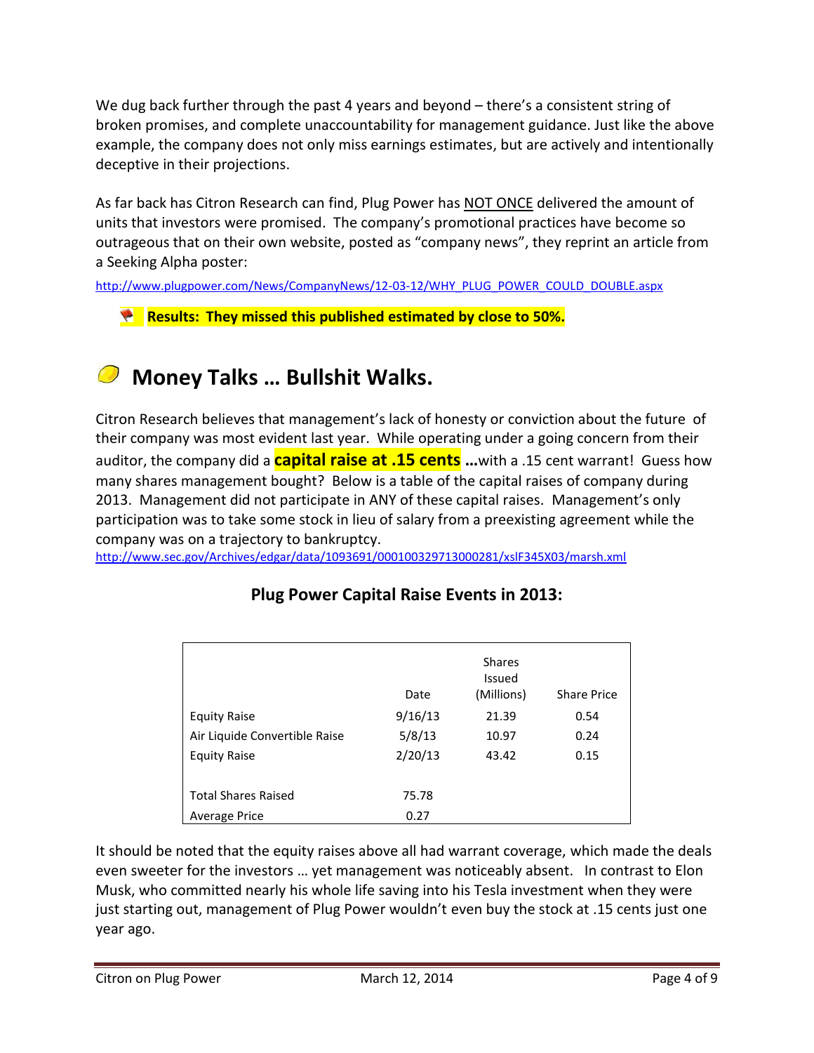We dug back further through the past 4 years and beyond – there's a consistent string of broken promises, and complete unaccountability for management guidance. Just like the above example, the company does not only miss earnings estimates, but are actively and intentionally deceptive in their projections.

As far back has Citron Research can find, Plug Power has NOT ONCE delivered the amount of units that investors were promised. The company's promotional practices have become so outrageous that on their own website, posted as "company news", they reprint an article from a Seeking Alpha poster:

http://www.plugpower.com/News/CompanyNews/12-03-12/WHY_PLUG_POWER_COULD_DOUBLE.aspx

- **Results: They missed this published estimated by close to 50%.**

## Money Talks … Bullshit Walks.

Citron Research believes that management's lack of honesty or conviction about the future of their company was most evident last year. While operating under a going concern from their auditor, the company did a **capital raise at .15 cents** **…**with a .15 cent warrant! Guess how many shares management bought? Below is a table of the capital raises of company during 2013. Management did not participate in ANY of these capital raises. Management's only participation was to take some stock in lieu of salary from a preexisting agreement while the company was on a trajectory to bankruptcy.
http://www.sec.gov/Archives/edgar/data/1093691/000100329713000281/xslF345X03/marsh.xml

**Plug Power Capital Raise Events in 2013:**

| | Date | Shares Issued (Millions) | Share Price |
|---|---|---|---|
| Equity Raise | 9/16/13 | 21.39 | 0.54 |
| Air Liquide Convertible Raise | 5/8/13 | 10.97 | 0.24 |
| Equity Raise | 2/20/13 | 43.42 | 0.15 |
| | | | |
| Total Shares Raised | 75.78 | | |
| Average Price | 0.27 | | |

It should be noted that the equity raises above all had warrant coverage, which made the deals even sweeter for the investors … yet management was noticeably absent. In contrast to Elon Musk, who committed nearly his whole life saving into his Tesla investment when they were just starting out, management of Plug Power wouldn't even buy the stock at .15 cents just one year ago.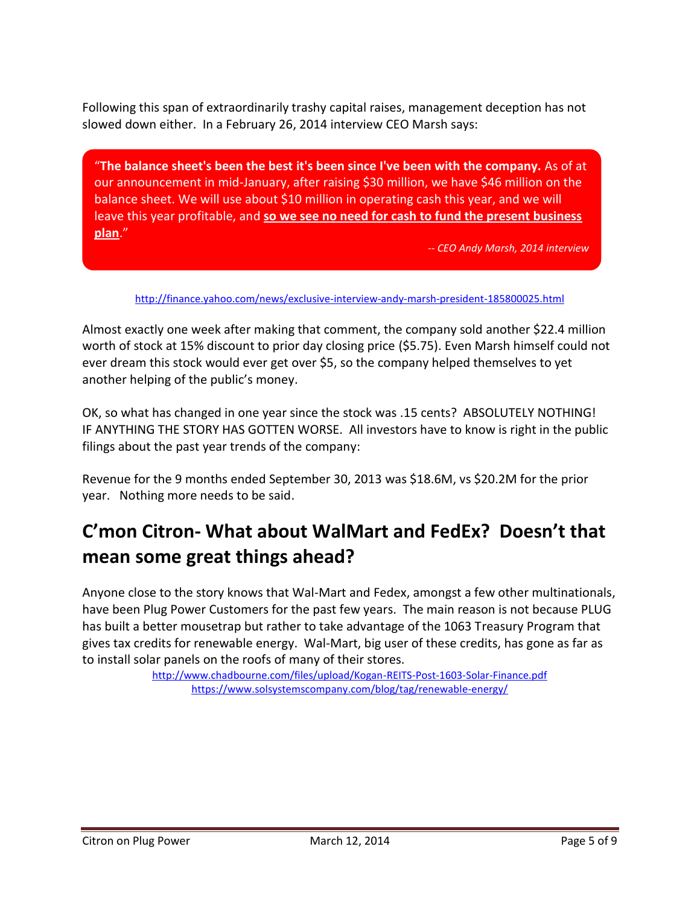Following this span of extraordinarily trashy capital raises, management deception has not slowed down either. In a February 26, 2014 interview CEO Marsh says:

> "**The balance sheet's been the best it's been since I've been with the company.** As of at our announcement in mid-January, after raising $30 million, we have $46 million on the balance sheet. We will use about $10 million in operating cash this year, and we will leave this year profitable, and **<u>so we see no need for cash to fund the present business plan</u>**."
>
> *-- CEO Andy Marsh, 2014 interview*

http://finance.yahoo.com/news/exclusive-interview-andy-marsh-president-185800025.html

Almost exactly one week after making that comment, the company sold another $22.4 million worth of stock at 15% discount to prior day closing price ($5.75). Even Marsh himself could not ever dream this stock would ever get over $5, so the company helped themselves to yet another helping of the public's money.

OK, so what has changed in one year since the stock was .15 cents? ABSOLUTELY NOTHING! IF ANYTHING THE STORY HAS GOTTEN WORSE. All investors have to know is right in the public filings about the past year trends of the company:

Revenue for the 9 months ended September 30, 2013 was $18.6M, vs $20.2M for the prior year. Nothing more needs to be said.

## C'mon Citron- What about WalMart and FedEx? Doesn't that mean some great things ahead?

Anyone close to the story knows that Wal-Mart and Fedex, amongst a few other multinationals, have been Plug Power Customers for the past few years. The main reason is not because PLUG has built a better mousetrap but rather to take advantage of the 1063 Treasury Program that gives tax credits for renewable energy. Wal-Mart, big user of these credits, has gone as far as to install solar panels on the roofs of many of their stores.

http://www.chadbourne.com/files/upload/Kogan-REITS-Post-1603-Solar-Finance.pdf
https://www.solsystemscompany.com/blog/tag/renewable-energy/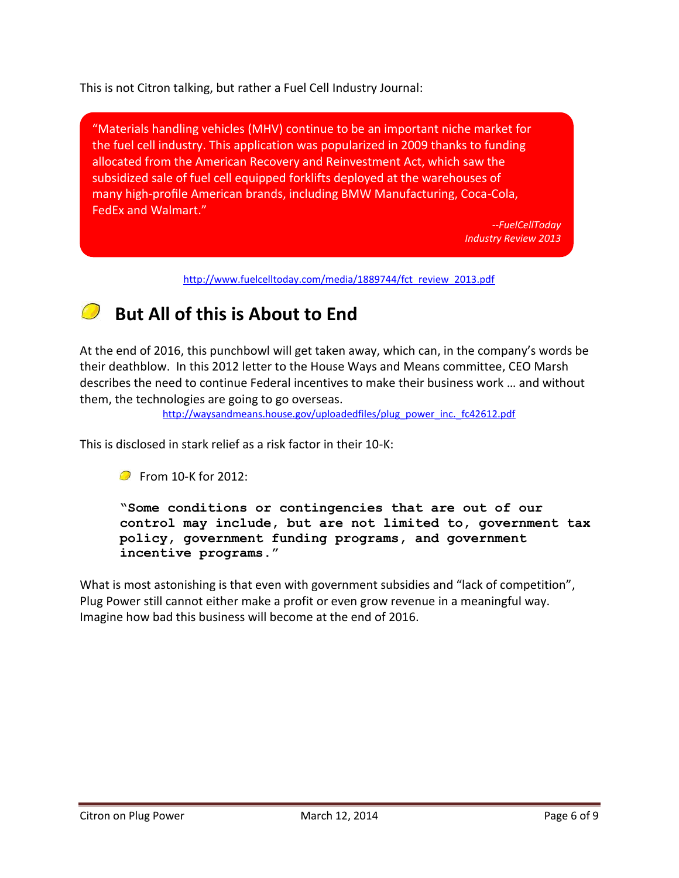This is not Citron talking, but rather a Fuel Cell Industry Journal:

> "Materials handling vehicles (MHV) continue to be an important niche market for the fuel cell industry. This application was popularized in 2009 thanks to funding allocated from the American Recovery and Reinvestment Act, which saw the subsidized sale of fuel cell equipped forklifts deployed at the warehouses of many high-profile American brands, including BMW Manufacturing, Coca-Cola, FedEx and Walmart."
>
> *--FuelCellToday Industry Review 2013*

http://www.fuelcelltoday.com/media/1889744/fct_review_2013.pdf

## But All of this is About to End

At the end of 2016, this punchbowl will get taken away, which can, in the company's words be their deathblow. In this 2012 letter to the House Ways and Means committee, CEO Marsh describes the need to continue Federal incentives to make their business work … and without them, the technologies are going to go overseas.

http://waysandmeans.house.gov/uploadedfiles/plug_power_inc._fc42612.pdf

This is disclosed in stark relief as a risk factor in their 10-K:

- From 10-K for 2012:

  **"Some conditions or contingencies that are out of our control may include, but are not limited to, government tax policy, government funding programs, and government incentive programs."**

What is most astonishing is that even with government subsidies and "lack of competition", Plug Power still cannot either make a profit or even grow revenue in a meaningful way. Imagine how bad this business will become at the end of 2016.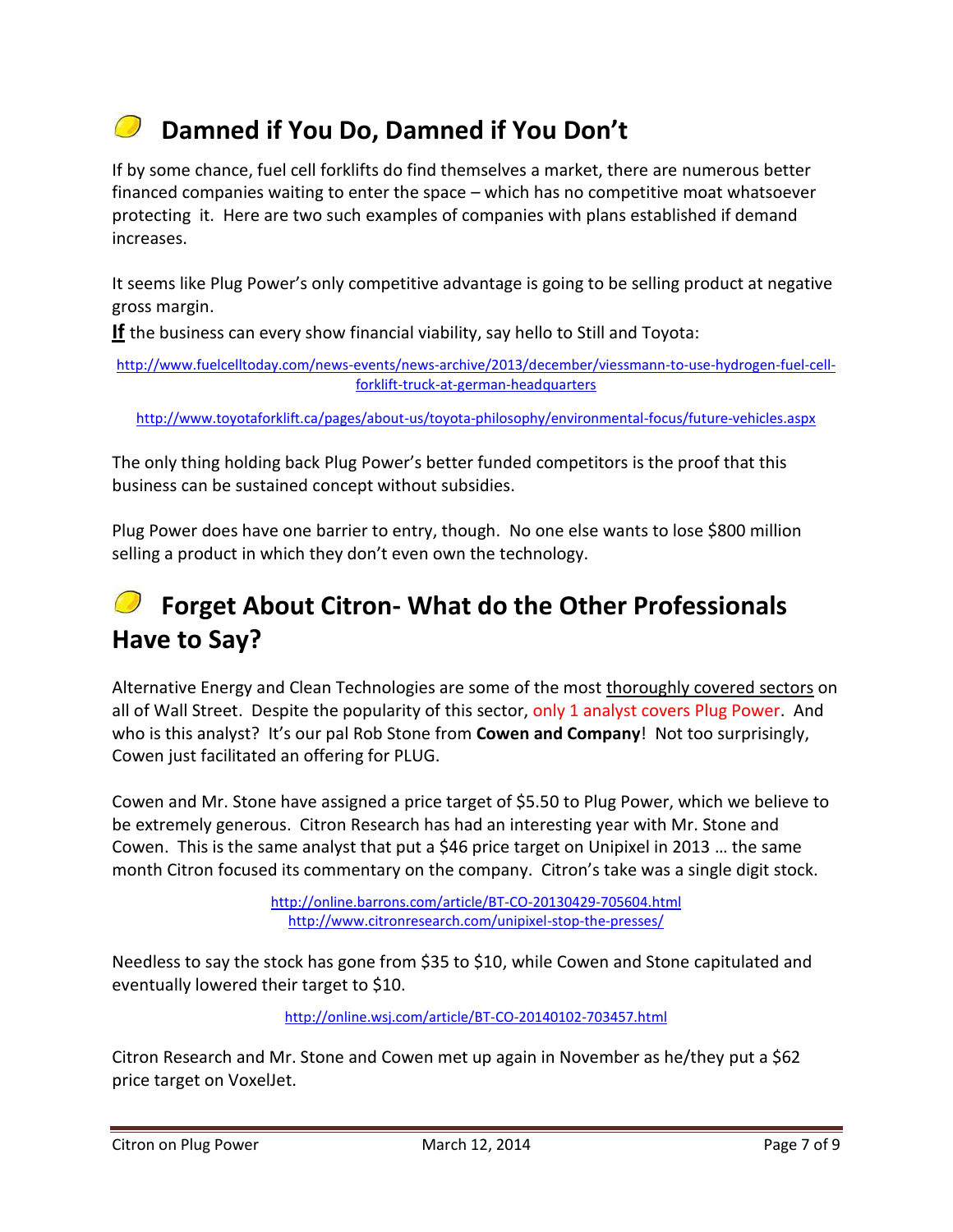## Damned if You Do, Damned if You Don't

If by some chance, fuel cell forklifts do find themselves a market, there are numerous better financed companies waiting to enter the space – which has no competitive moat whatsoever protecting it. Here are two such examples of companies with plans established if demand increases.

It seems like Plug Power's only competitive advantage is going to be selling product at negative gross margin.

**If** the business can every show financial viability, say hello to Still and Toyota:

http://www.fuelcelltoday.com/news-events/news-archive/2013/december/viessmann-to-use-hydrogen-fuel-cell-forklift-truck-at-german-headquarters

http://www.toyotaforklift.ca/pages/about-us/toyota-philosophy/environmental-focus/future-vehicles.aspx

The only thing holding back Plug Power's better funded competitors is the proof that this business can be sustained concept without subsidies.

Plug Power does have one barrier to entry, though. No one else wants to lose $800 million selling a product in which they don't even own the technology.

## Forget About Citron- What do the Other Professionals Have to Say?

Alternative Energy and Clean Technologies are some of the most thoroughly covered sectors on all of Wall Street. Despite the popularity of this sector, only 1 analyst covers Plug Power. And who is this analyst? It's our pal Rob Stone from **Cowen and Company**! Not too surprisingly, Cowen just facilitated an offering for PLUG.

Cowen and Mr. Stone have assigned a price target of $5.50 to Plug Power, which we believe to be extremely generous. Citron Research has had an interesting year with Mr. Stone and Cowen. This is the same analyst that put a $46 price target on Unipixel in 2013 … the same month Citron focused its commentary on the company. Citron's take was a single digit stock.

http://online.barrons.com/article/BT-CO-20130429-705604.html
http://www.citronresearch.com/unipixel-stop-the-presses/

Needless to say the stock has gone from $35 to $10, while Cowen and Stone capitulated and eventually lowered their target to $10.

http://online.wsj.com/article/BT-CO-20140102-703457.html

Citron Research and Mr. Stone and Cowen met up again in November as he/they put a $62 price target on VoxelJet.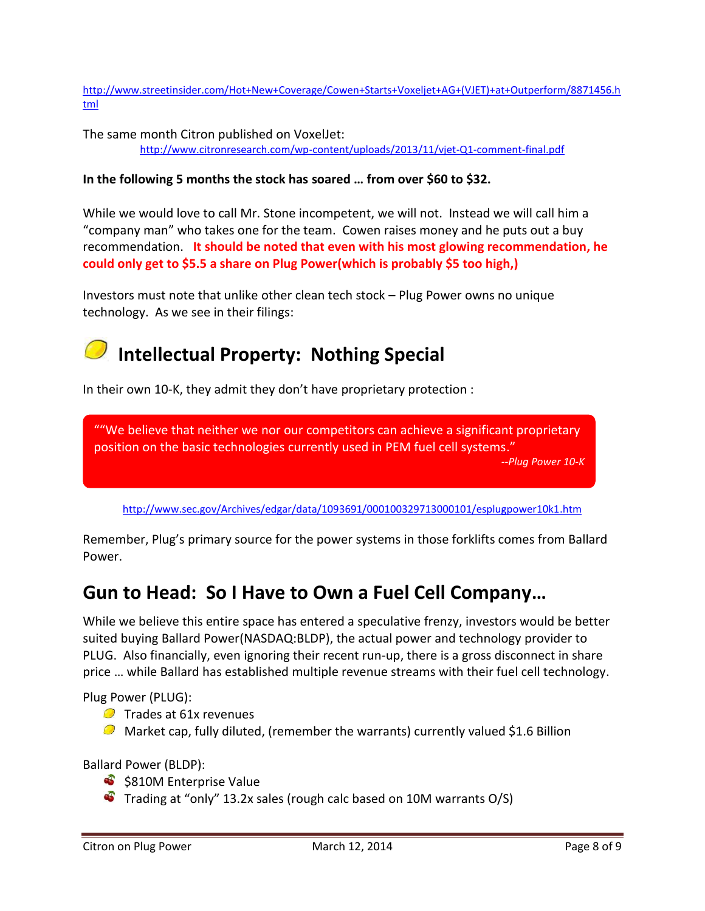http://www.streetinsider.com/Hot+New+Coverage/Cowen+Starts+Voxeljet+AG+(VJET)+at+Outperform/8871456.html

The same month Citron published on VoxelJet:
http://www.citronresearch.com/wp-content/uploads/2013/11/vjet-Q1-comment-final.pdf

**In the following 5 months the stock has soared … from over $60 to $32.**

While we would love to call Mr. Stone incompetent, we will not. Instead we will call him a "company man" who takes one for the team. Cowen raises money and he puts out a buy recommendation. **It should be noted that even with his most glowing recommendation, he could only get to $5.5 a share on Plug Power(which is probably $5 too high,)**

Investors must note that unlike other clean tech stock – Plug Power owns no unique technology. As we see in their filings:

## Intellectual Property: Nothing Special

In their own 10-K, they admit they don't have proprietary protection :

> ""We believe that neither we nor our competitors can achieve a significant proprietary position on the basic technologies currently used in PEM fuel cell systems."
>
> *--Plug Power 10-K*

http://www.sec.gov/Archives/edgar/data/1093691/000100329713000101/esplugpower10k1.htm

Remember, Plug's primary source for the power systems in those forklifts comes from Ballard Power.

## Gun to Head: So I Have to Own a Fuel Cell Company…

While we believe this entire space has entered a speculative frenzy, investors would be better suited buying Ballard Power(NASDAQ:BLDP), the actual power and technology provider to PLUG. Also financially, even ignoring their recent run-up, there is a gross disconnect in share price … while Ballard has established multiple revenue streams with their fuel cell technology.

Plug Power (PLUG):

- Trades at 61x revenues
- Market cap, fully diluted, (remember the warrants) currently valued $1.6 Billion

Ballard Power (BLDP):

- $810M Enterprise Value
- Trading at "only" 13.2x sales (rough calc based on 10M warrants O/S)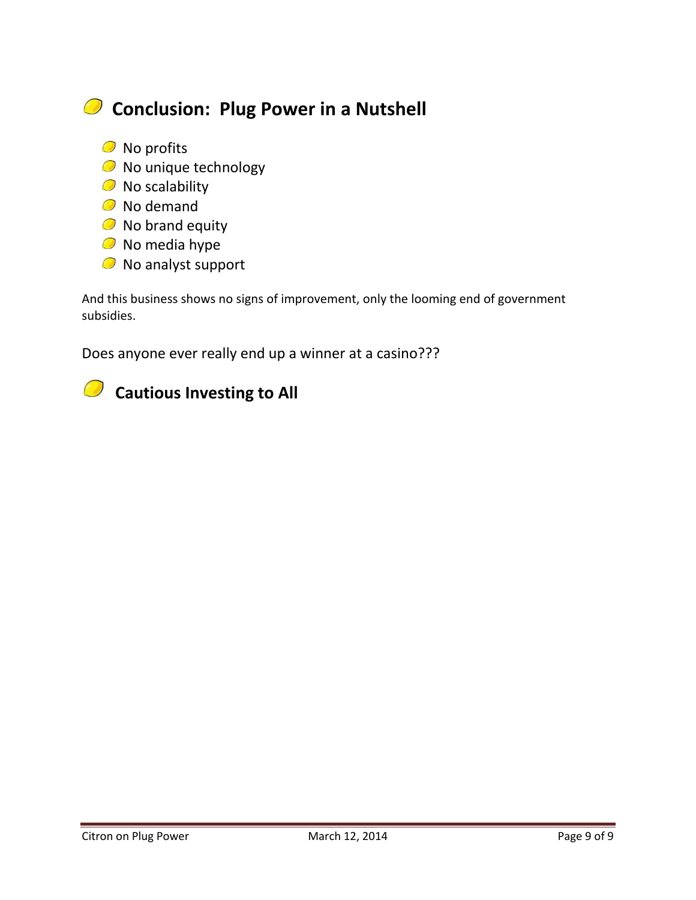## Conclusion: Plug Power in a Nutshell

- No profits
- No unique technology
- No scalability
- No demand
- No brand equity
- No media hype
- No analyst support

And this business shows no signs of improvement, only the looming end of government subsidies.

Does anyone ever really end up a winner at a casino???

## Cautious Investing to All